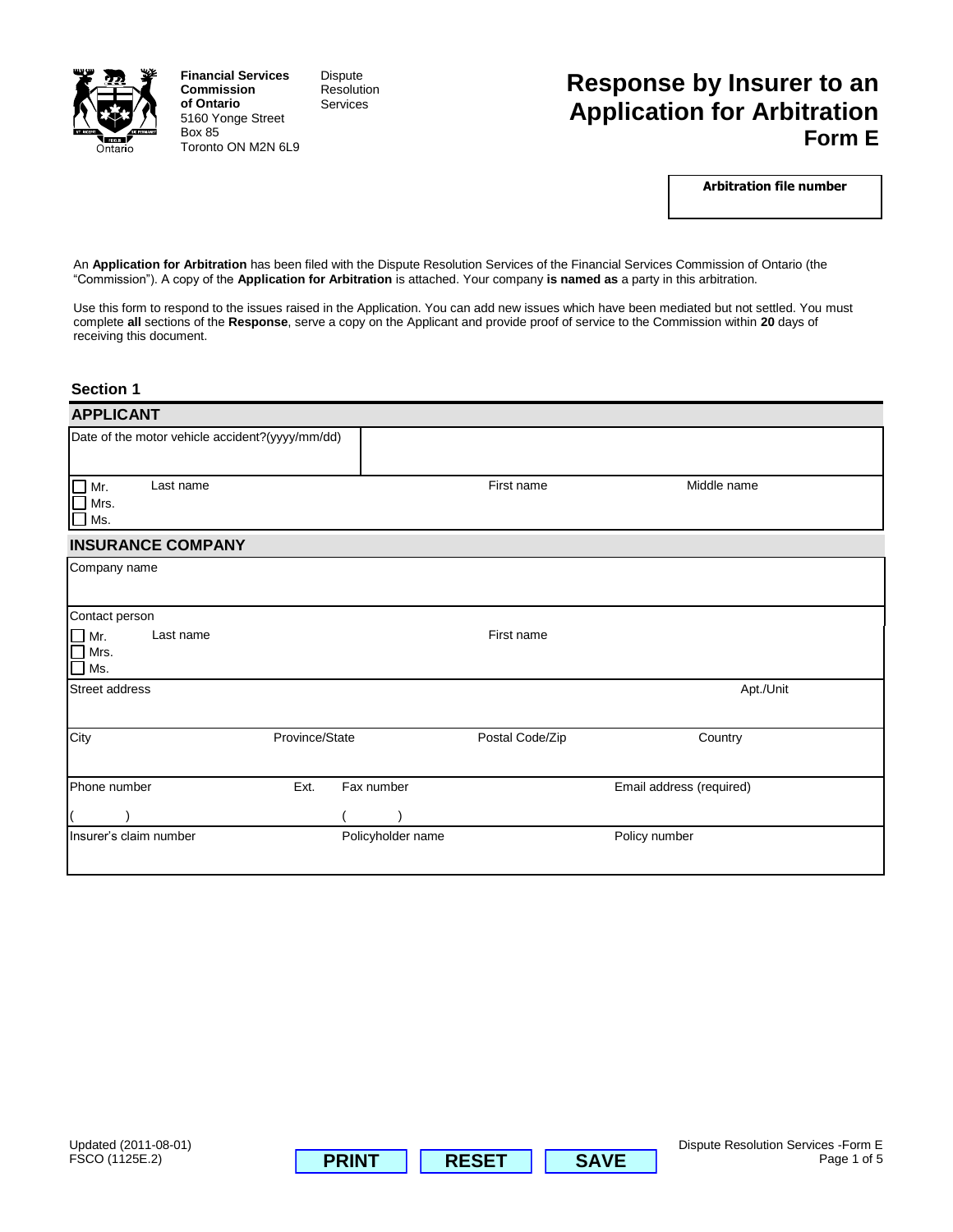**Financial Services Commission of Ontario**
5160 Yonge Street
Box 85
Toronto ON M2N 6L9

Dispute Resolution Services

# Response by Insurer to an Application for Arbitration
## Form E

| Arbitration file number |
|---|
| |

An **Application for Arbitration** has been filed with the Dispute Resolution Services of the Financial Services Commission of Ontario (the "Commission"). A copy of the **Application for Arbitration** is attached. Your company **is named as** a party in this arbitration.

Use this form to respond to the issues raised in the Application. You can add new issues which have been mediated but not settled. You must complete **all** sections of the **Response**, serve a copy on the Applicant and provide proof of service to the Commission within **20** days of receiving this document.

### Section 1

#### APPLICANT

| Date of the motor vehicle accident?(yyyy/mm/dd) | | | |
|---|---|---|---|
| ☐ Mr. ☐ Mrs. ☐ Ms. | Last name | First name | Middle name |

#### INSURANCE COMPANY

| Company name | | | |
|---|---|---|---|
| Contact person ☐ Mr. ☐ Mrs. ☐ Ms. | Last name | First name | |
| Street address | | | Apt./Unit |
| City | Province/State | Postal Code/Zip | Country |
| Phone number ( ) | Ext. | Fax number ( ) | Email address (required) |
| Insurer's claim number | Policyholder name | Policy number | |

Updated (2011-08-01)
FSCO (1125E.2)

PRINT RESET SAVE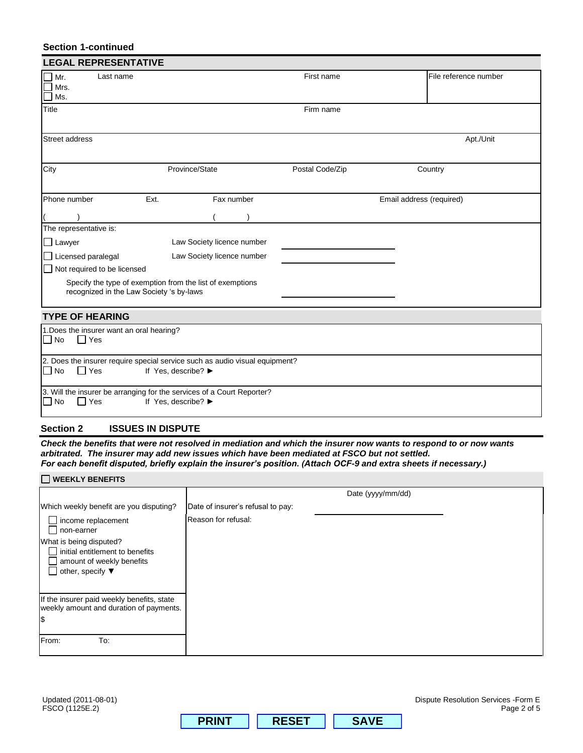**Section 1-continued**

## LEGAL REPRESENTATIVE

| ☐ Mr. ☐ Mrs. ☐ Ms. Last name | First name | File reference number |
|---|---|---|
| Title | Firm name | |
| Street address | | Apt./Unit |

| City | Province/State | Postal Code/Zip | Country |
|---|---|---|---|
| | | | |

| Phone number | Ext. | Fax number | Email address (required) |
|---|---|---|---|
| (        ) | | (        ) | |

The representative is:

- ☐ Lawyer — Law Society licence number ____________
- ☐ Licensed paralegal — Law Society licence number ____________
- ☐ Not required to be licensed
  - Specify the type of exemption from the list of exemptions recognized in the Law Society 's by-laws ____________

## TYPE OF HEARING

1.Does the insurer want an oral hearing?
☐ No ☐ Yes

2. Does the insurer require special service such as audio visual equipment?
☐ No ☐ Yes If Yes, describe? ►

3. Will the insurer be arranging for the services of a Court Reporter?
☐ No ☐ Yes If Yes, describe? ►

## Section 2 ISSUES IN DISPUTE

***Check the benefits that were not resolved in mediation and which the insurer now wants to respond to or now wants arbitrated. The insurer may add new issues which have been mediated at FSCO but not settled.***
***For each benefit disputed, briefly explain the insurer's position. (Attach OCF-9 and extra sheets if necessary.)***

### ☐ WEEKLY BENEFITS

Which weekly benefit are you disputing?
- ☐ income replacement
- ☐ non-earner

What is being disputed?
- ☐ initial entitlement to benefits
- ☐ amount of weekly benefits
- ☐ other, specify ▼

If the insurer paid weekly benefits, state weekly amount and duration of payments.
$

From: To:

Date of insurer's refusal to pay: Date (yyyy/mm/dd) ____________

Reason for refusal: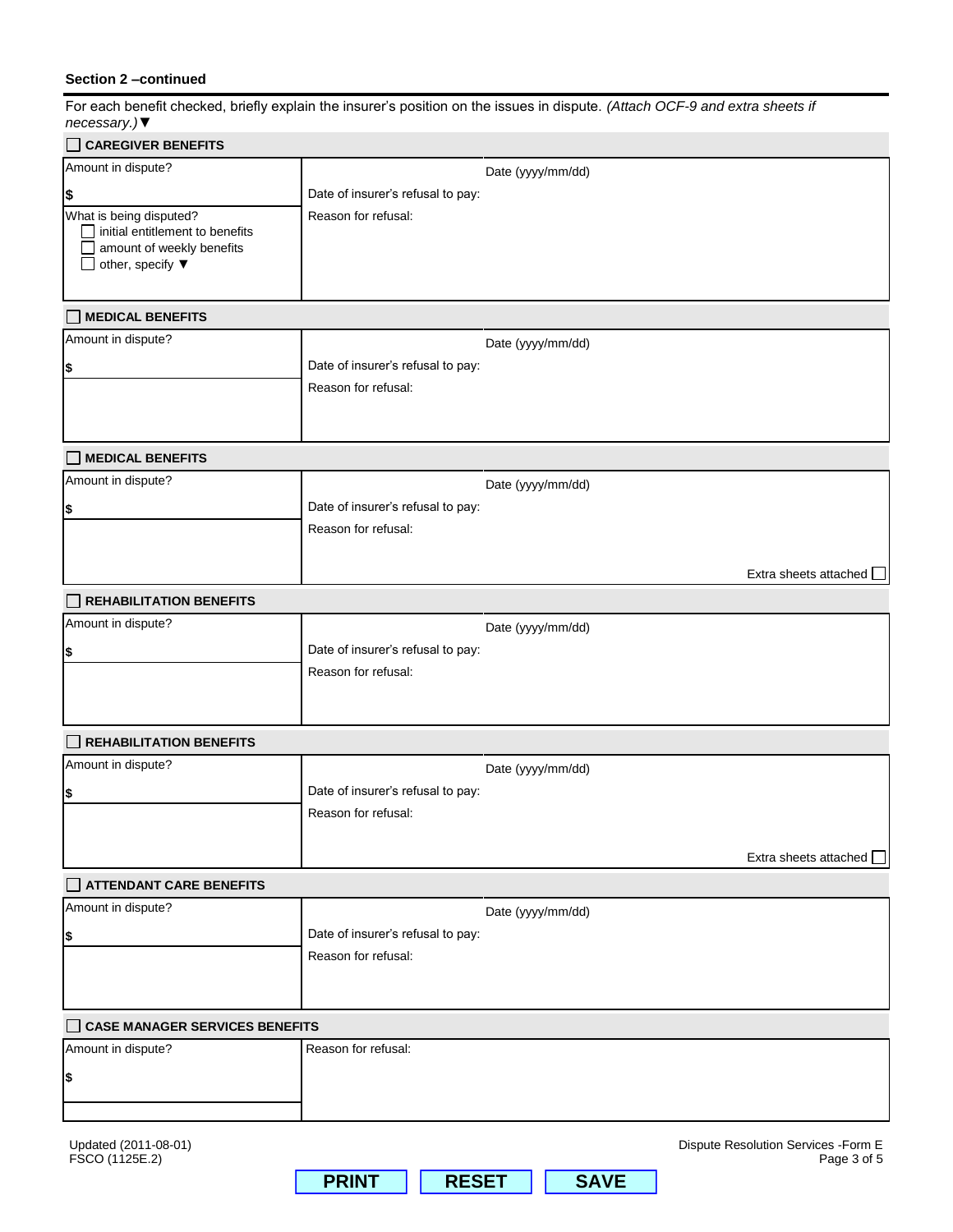**Section 2 –continued**

For each benefit checked, briefly explain the insurer's position on the issues in dispute. *(Attach OCF-9 and extra sheets if necessary.)* ▼

☐ **CAREGIVER BENEFITS**

| Amount in dispute? | | Date (yyyy/mm/dd) |
|---|---|---|
| $ | Date of insurer's refusal to pay: | |
| What is being disputed?<br>☐ initial entitlement to benefits<br>☐ amount of weekly benefits<br>☐ other, specify ▼ | Reason for refusal: | |

☐ **MEDICAL BENEFITS**

| Amount in dispute? | | Date (yyyy/mm/dd) |
|---|---|---|
| $ | Date of insurer's refusal to pay: | |
| | Reason for refusal: | |

☐ **MEDICAL BENEFITS**

| Amount in dispute? | | Date (yyyy/mm/dd) |
|---|---|---|
| $ | Date of insurer's refusal to pay: | |
| | Reason for refusal: | |
| | | Extra sheets attached ☐ |

☐ **REHABILITATION BENEFITS**

| Amount in dispute? | | Date (yyyy/mm/dd) |
|---|---|---|
| $ | Date of insurer's refusal to pay: | |
| | Reason for refusal: | |

☐ **REHABILITATION BENEFITS**

| Amount in dispute? | | Date (yyyy/mm/dd) |
|---|---|---|
| $ | Date of insurer's refusal to pay: | |
| | Reason for refusal: | |
| | | Extra sheets attached ☐ |

☐ **ATTENDANT CARE BENEFITS**

| Amount in dispute? | | Date (yyyy/mm/dd) |
|---|---|---|
| $ | Date of insurer's refusal to pay: | |
| | Reason for refusal: | |

☐ **CASE MANAGER SERVICES BENEFITS**

| Amount in dispute? | Reason for refusal: |
|---|---|
| $ | |
| | |

Updated (2011-08-01)
FSCO (1125E.2)

Dispute Resolution Services -Form E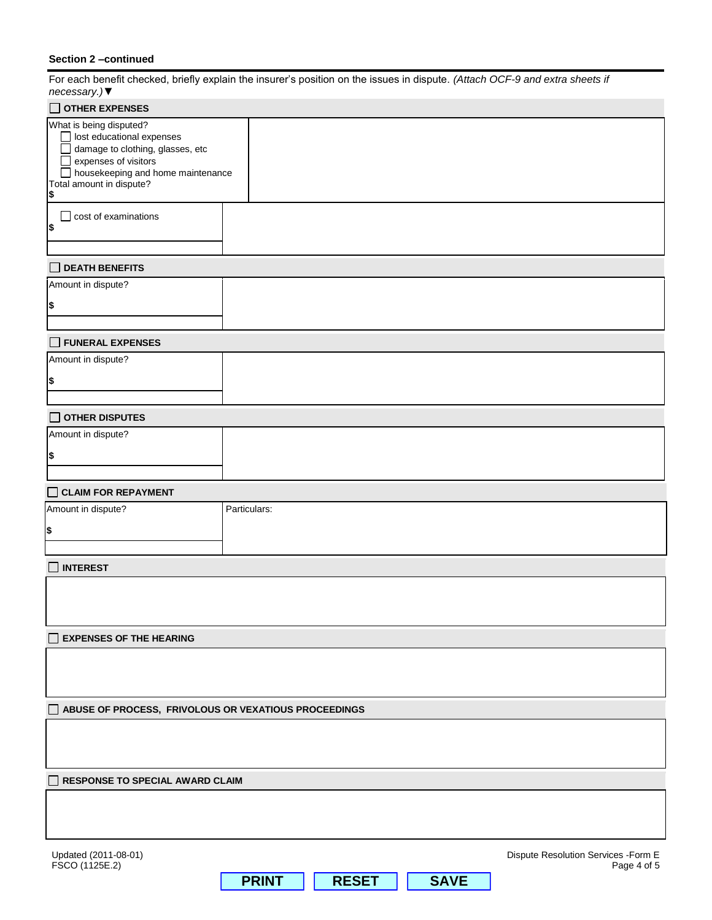**Section 2 –continued**

For each benefit checked, briefly explain the insurer's position on the issues in dispute. *(Attach OCF-9 and extra sheets if necessary.)* ▼

☐ **OTHER EXPENSES**

| What is being disputed?<br>☐ lost educational expenses<br>☐ damage to clothing, glasses, etc<br>☐ expenses of visitors<br>☐ housekeeping and home maintenance<br>Total amount in dispute?<br>$ | |
|---|---|
| ☐ cost of examinations<br>$ | |

☐ **DEATH BENEFITS**

| Amount in dispute?<br>$ | |
|---|---|

☐ **FUNERAL EXPENSES**

| Amount in dispute?<br>$ | |
|---|---|

☐ **OTHER DISPUTES**

| Amount in dispute?<br>$ | |
|---|---|

☐ **CLAIM FOR REPAYMENT**

| Amount in dispute?<br>$ | Particulars: |
|---|---|

☐ **INTEREST**

☐ **EXPENSES OF THE HEARING**

☐ **ABUSE OF PROCESS, FRIVOLOUS OR VEXATIOUS PROCEEDINGS**

☐ **RESPONSE TO SPECIAL AWARD CLAIM**

Updated (2011-08-01)
FSCO (1125E.2)

Dispute Resolution Services -Form E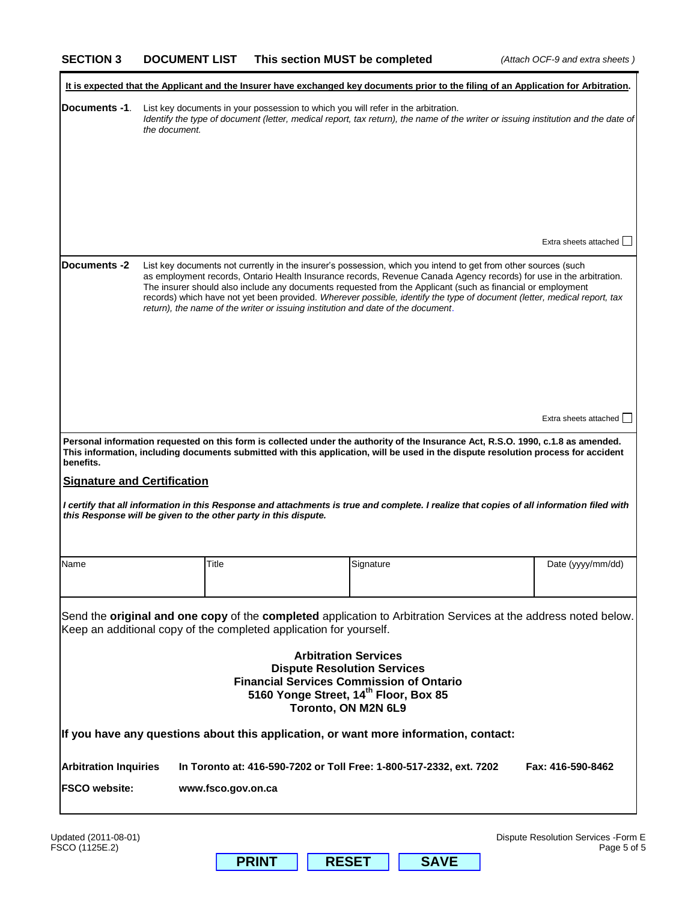## SECTION 3 DOCUMENT LIST This section MUST be completed

*(Attach OCF-9 and extra sheets )*

**It is expected that the Applicant and the Insurer have exchanged key documents prior to the filing of an Application for Arbitration.**

**Documents -1**. List key documents in your possession to which you will refer in the arbitration.
*Identify the type of document (letter, medical report, tax return), the name of the writer or issuing institution and the date of the document.*

Extra sheets attached ☐

**Documents -2** List key documents not currently in the insurer's possession, which you intend to get from other sources (such as employment records, Ontario Health Insurance records, Revenue Canada Agency records) for use in the arbitration. The insurer should also include any documents requested from the Applicant (such as financial or employment records) which have not yet been provided. *Wherever possible, identify the type of document (letter, medical report, tax return), the name of the writer or issuing institution and date of the document*.

Extra sheets attached ☐

**Personal information requested on this form is collected under the authority of the Insurance Act, R.S.O. 1990, c.1.8 as amended. This information, including documents submitted with this application, will be used in the dispute resolution process for accident benefits.**

**Signature and Certification**

***I certify that all information in this Response and attachments is true and complete. I realize that copies of all information filed with this Response will be given to the other party in this dispute.***

| Name | Title | Signature | Date (yyyy/mm/dd) |
|---|---|---|---|
| | | | |

Send the **original and one copy** of the **completed** application to Arbitration Services at the address noted below. Keep an additional copy of the completed application for yourself.

**Arbitration Services**
**Dispute Resolution Services**
**Financial Services Commission of Ontario**
**5160 Yonge Street, 14th Floor, Box 85**
**Toronto, ON M2N 6L9**

**If you have any questions about this application, or want more information, contact:**

**Arbitration Inquiries** **In Toronto at: 416-590-7202 or Toll Free: 1-800-517-2332, ext. 7202** **Fax: 416-590-8462**

**FSCO website:** **www.fsco.gov.on.ca**

Updated (2011-08-01)
FSCO (1125E.2)

Dispute Resolution Services -Form E